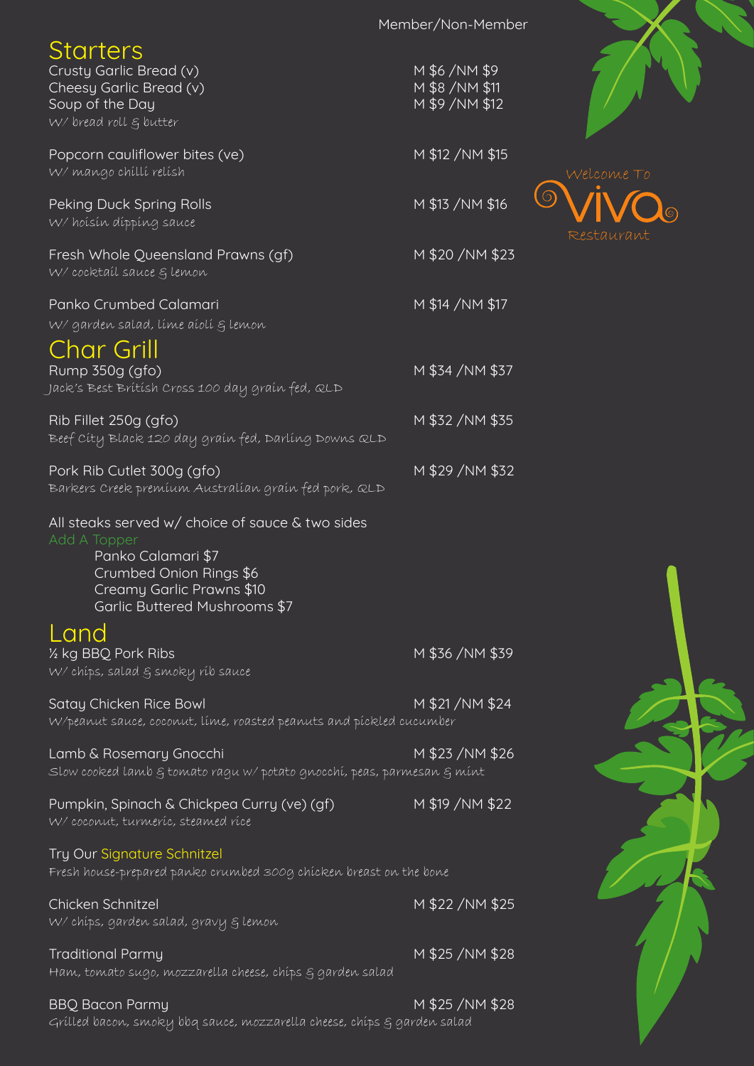Welcome To

# Viva

Restaurant

Member/Non-Member

## Starters

Crusty Garlic Bread (v) — M $6 /NM $9

Cheesy Garlic Bread (v) — M $8 /NM $11

Soup of the Day — M $9 /NM $12
*W/ bread roll & butter*

Popcorn cauliflower bites (ve) — M $12 /NM $15
*W/ mango chilli relish*

Peking Duck Spring Rolls — M $13 /NM $16
*W/ hoisin dipping sauce*

Fresh Whole Queensland Prawns (gf) — M $20 /NM $23
*W/ cocktail sauce & lemon*

Panko Crumbed Calamari — M $14 /NM $17
*W/ garden salad, lime aioli & lemon*

## Char Grill

Rump 350g (gfo) — M $34 /NM $37
*Jack's Best British Cross 100 day grain fed, QLD*

Rib Fillet 250g (gfo) — M $32 /NM $35
*Beef City Black 120 day grain fed, Darling Downs QLD*

Pork Rib Cutlet 300g (gfo) — M $29 /NM $32
*Barkers Creek premium Australian grain fed pork, QLD*

All steaks served w/ choice of sauce & two sides

Add A Topper

- Panko Calamari $7
- Crumbed Onion Rings $6
- Creamy Garlic Prawns $10
- Garlic Buttered Mushrooms $7

## Land

½ kg BBQ Pork Ribs — M $36 /NM $39
*W/ chips, salad & smoky rib sauce*

Satay Chicken Rice Bowl — M $21 /NM $24
*W/peanut sauce, coconut, lime, roasted peanuts and pickled cucumber*

Lamb & Rosemary Gnocchi — M $23 /NM $26
*Slow cooked lamb & tomato ragu w/ potato gnocchi, peas, parmesan & mint*

Pumpkin, Spinach & Chickpea Curry (ve) (gf) — M $19 /NM $22
*W/ coconut, turmeric, steamed rice*

Try Our Signature Schnitzel
*Fresh house-prepared panko crumbed 300g chicken breast on the bone*

Chicken Schnitzel — M $22 /NM $25
*W/ chips, garden salad, gravy & lemon*

Traditional Parmy — M $25 /NM $28
*Ham, tomato sugo, mozzarella cheese, chips & garden salad*

BBQ Bacon Parmy — M $25 /NM $28
*Grilled bacon, smoky bbq sauce, mozzarella cheese, chips & garden salad*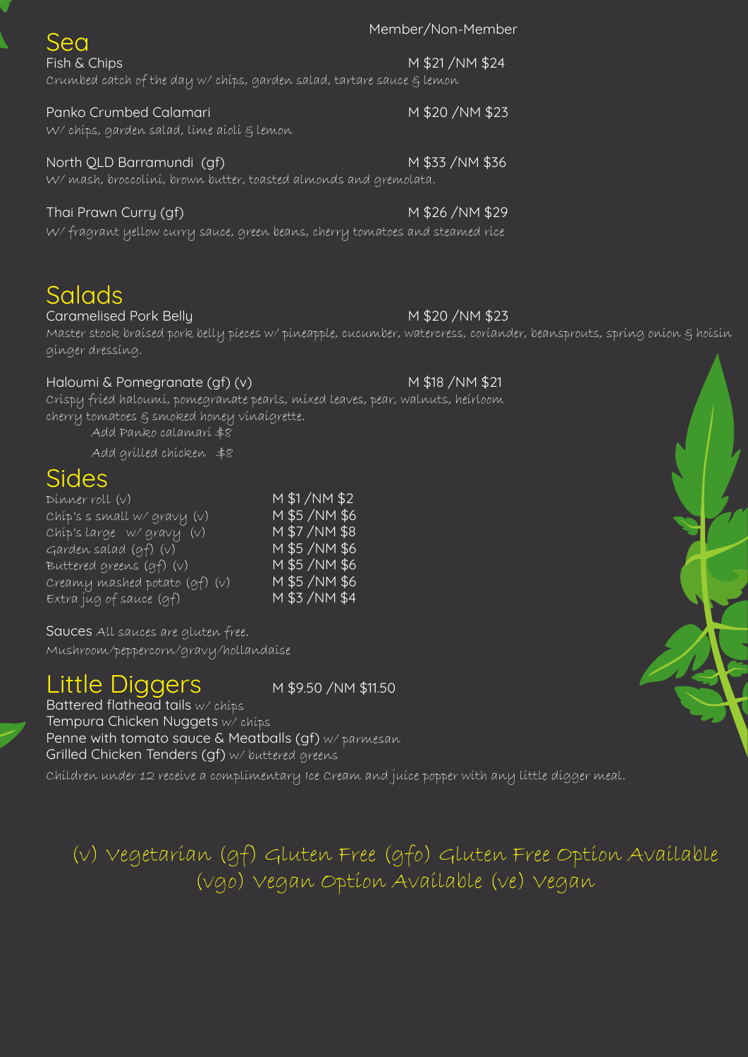## Sea

Member/Non-Member

**Fish & Chips** — M $21 /NM $24
Crumbed catch of the day w/ chips, garden salad, tartare sauce & lemon

**Panko Crumbed Calamari** — M $20 /NM $23
W/ chips, garden salad, lime aioli & lemon

**North QLD Barramundi (gf)** — M $33 /NM $36
W/ mash, broccolini, brown butter, toasted almonds and gremolata.

**Thai Prawn Curry (gf)** — M $26 /NM $29
W/ fragrant yellow curry sauce, green beans, cherry tomatoes and steamed rice

## Salads

**Caramelised Pork Belly** — M $20 /NM $23
Master stock braised pork belly pieces w/ pineapple, cucumber, watercress, coriander, beansprouts, spring onion & hoisin ginger dressing.

**Haloumi & Pomegranate (gf) (v)** — M $18 /NM $21
Crispy fried haloumi, pomegranate pearls, mixed leaves, pear, walnuts, heirloom cherry tomatoes & smoked honey vinaigrette.

- Add Panko calamari $8
- Add grilled chicken $8

## Sides

| | |
|---|---|
| Dinner roll (v) | M $1 /NM $2 |
| Chip's s small w/ gravy (v) | M $5 /NM $6 |
| Chip's large w/ gravy (v) | M $7 /NM $8 |
| Garden salad (gf) (v) | M $5 /NM $6 |
| Buttered greens (gf) (v) | M $5 /NM $6 |
| Creamy mashed potato (gf) (v) | M $5 /NM $6 |
| Extra jug of sauce (gf) | M $3 /NM $4 |

**Sauces** All sauces are gluten free.
Mushroom/peppercorn/gravy/hollandaise

## Little Diggers — M $9.50 /NM $11.50

- Battered flathead tails w/ chips
- Tempura Chicken Nuggets w/ chips
- Penne with tomato sauce & Meatballs (gf) w/ parmesan
- Grilled Chicken Tenders (gf) w/ buttered greens

Children under 12 receive a complimentary Ice Cream and juice popper with any little digger meal.

(V) Vegetarian (gf) Gluten Free (gfo) Gluten Free Option Available (vgo) Vegan Option Available (ve) Vegan